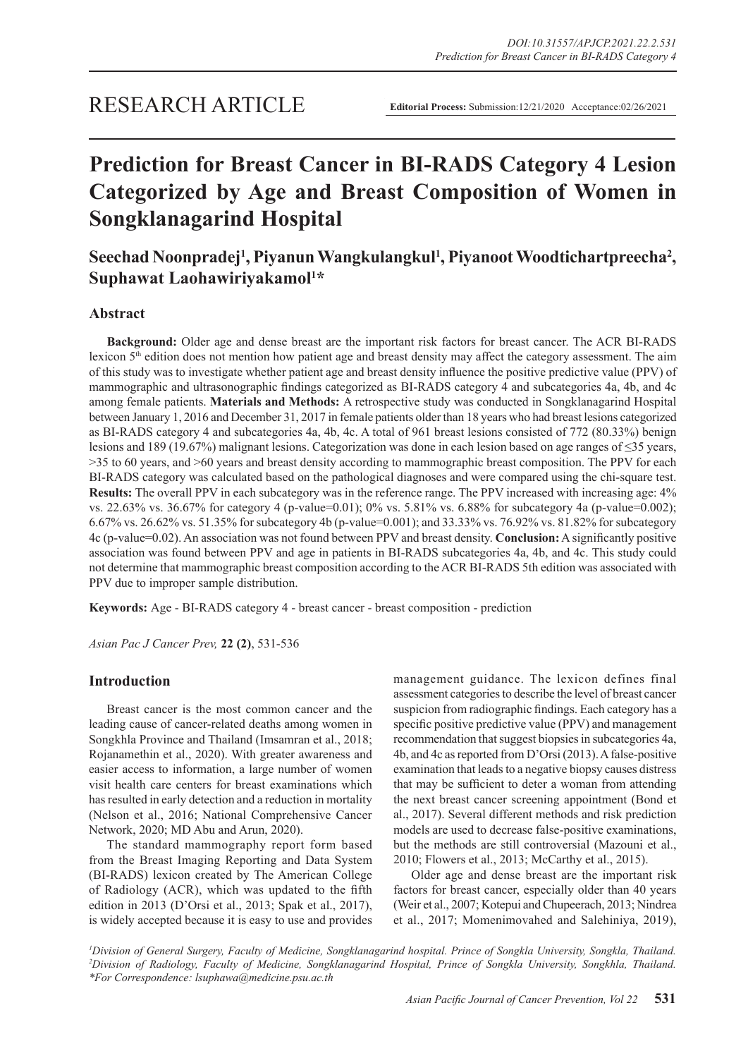RESEARCH ARTICLE

**Editorial Process:** Submission:12/21/2020 Acceptance:02/26/2021

# Prediction for Breast Cancer in BI-RADS Category 4 Lesion Categorized by Age and Breast Composition of Women in Songklanagarind Hospital

**Seechad Noonpradej[1], Piyanun Wangkulangkul[1], Piyanoot Woodtichartpreecha[2], Suphawat Laohawiriyakamol[1]***

## Abstract

**Background:** Older age and dense breast are the important risk factors for breast cancer. The ACR BI-RADS lexicon 5th edition does not mention how patient age and breast density may affect the category assessment. The aim of this study was to investigate whether patient age and breast density influence the positive predictive value (PPV) of mammographic and ultrasonographic findings categorized as BI-RADS category 4 and subcategories 4a, 4b, and 4c among female patients. **Materials and Methods:** A retrospective study was conducted in Songklanagarind Hospital between January 1, 2016 and December 31, 2017 in female patients older than 18 years who had breast lesions categorized as BI-RADS category 4 and subcategories 4a, 4b, 4c. A total of 961 breast lesions consisted of 772 (80.33%) benign lesions and 189 (19.67%) malignant lesions. Categorization was done in each lesion based on age ranges of ≤35 years, >35 to 60 years, and >60 years and breast density according to mammographic breast composition. The PPV for each BI-RADS category was calculated based on the pathological diagnoses and were compared using the chi-square test. **Results:** The overall PPV in each subcategory was in the reference range. The PPV increased with increasing age: 4% vs. 22.63% vs. 36.67% for category 4 (p-value=0.01); 0% vs. 5.81% vs. 6.88% for subcategory 4a (p-value=0.002); 6.67% vs. 26.62% vs. 51.35% for subcategory 4b (p-value=0.001); and 33.33% vs. 76.92% vs. 81.82% for subcategory 4c (p-value=0.02). An association was not found between PPV and breast density. **Conclusion:** A significantly positive association was found between PPV and age in patients in BI-RADS subcategories 4a, 4b, and 4c. This study could not determine that mammographic breast composition according to the ACR BI-RADS 5th edition was associated with PPV due to improper sample distribution.

**Keywords:** Age - BI-RADS category 4 - breast cancer - breast composition - prediction

*Asian Pac J Cancer Prev,* **22 (2)**, 531-536

## Introduction

Breast cancer is the most common cancer and the leading cause of cancer-related deaths among women in Songkhla Province and Thailand (Imsamran et al., 2018; Rojanamethin et al., 2020). With greater awareness and easier access to information, a large number of women visit health care centers for breast examinations which has resulted in early detection and a reduction in mortality (Nelson et al., 2016; National Comprehensive Cancer Network, 2020; MD Abu and Arun, 2020).

The standard mammography report form based from the Breast Imaging Reporting and Data System (BI-RADS) lexicon created by The American College of Radiology (ACR), which was updated to the fifth edition in 2013 (D'Orsi et al., 2013; Spak et al., 2017), is widely accepted because it is easy to use and provides management guidance. The lexicon defines final assessment categories to describe the level of breast cancer suspicion from radiographic findings. Each category has a specific positive predictive value (PPV) and management recommendation that suggest biopsies in subcategories 4a, 4b, and 4c as reported from D'Orsi (2013). A false-positive examination that leads to a negative biopsy causes distress that may be sufficient to deter a woman from attending the next breast cancer screening appointment (Bond et al., 2017). Several different methods and risk prediction models are used to decrease false-positive examinations, but the methods are still controversial (Mazouni et al., 2010; Flowers et al., 2013; McCarthy et al., 2015).

Older age and dense breast are the important risk factors for breast cancer, especially older than 40 years (Weir et al., 2007; Kotepui and Chupeerach, 2013; Nindrea et al., 2017; Momenimovahed and Salehiniya, 2019),

[1]*Division of General Surgery, Faculty of Medicine, Songklanagarind hospital. Prince of Songkla University, Songkla, Thailand.* [2]*Division of Radiology, Faculty of Medicine, Songklanagarind Hospital, Prince of Songkla University, Songkhla, Thailand.* **For Correspondence: lsuphawa@medicine.psu.ac.th*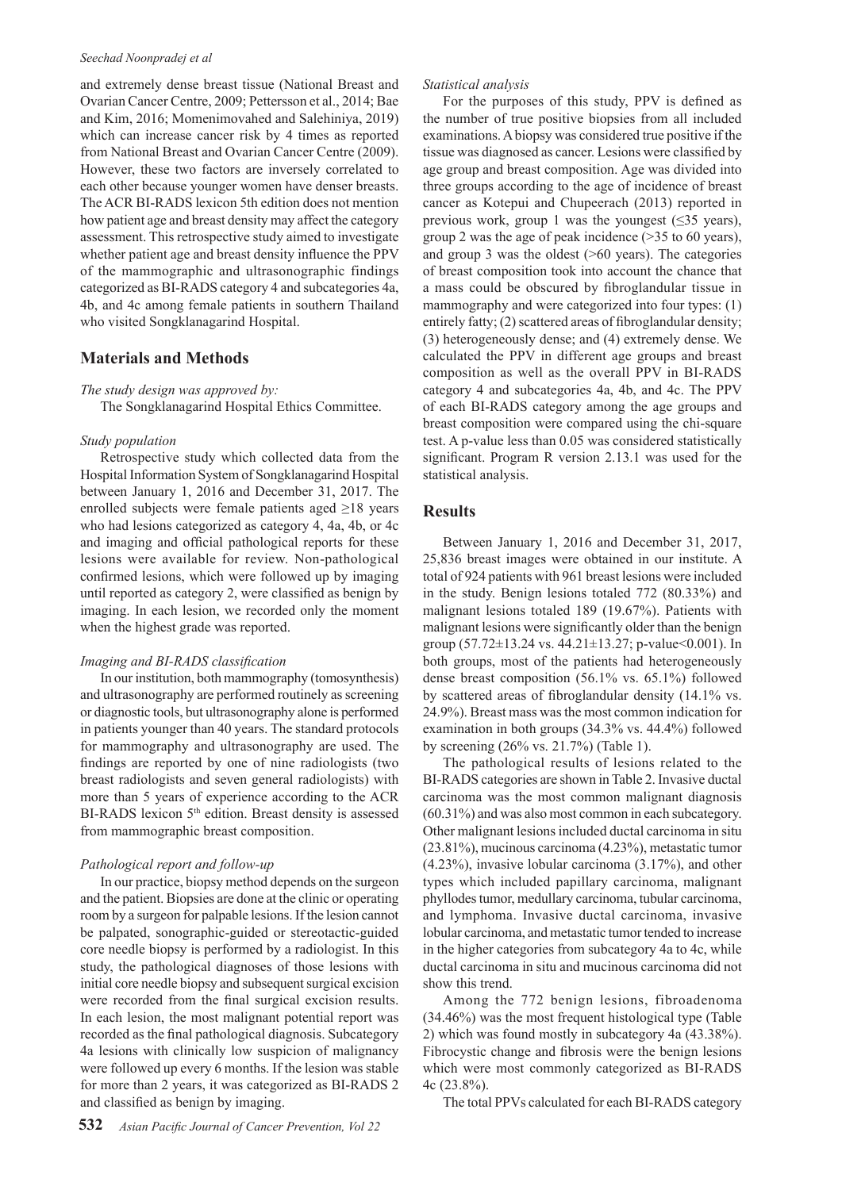and extremely dense breast tissue (National Breast and Ovarian Cancer Centre, 2009; Pettersson et al., 2014; Bae and Kim, 2016; Momenimovahed and Salehiniya, 2019) which can increase cancer risk by 4 times as reported from National Breast and Ovarian Cancer Centre (2009). However, these two factors are inversely correlated to each other because younger women have denser breasts. The ACR BI-RADS lexicon 5th edition does not mention how patient age and breast density may affect the category assessment. This retrospective study aimed to investigate whether patient age and breast density influence the PPV of the mammographic and ultrasonographic findings categorized as BI-RADS category 4 and subcategories 4a, 4b, and 4c among female patients in southern Thailand who visited Songklanagarind Hospital.

## Materials and Methods

*The study design was approved by:*

The Songklanagarind Hospital Ethics Committee.

*Study population*

Retrospective study which collected data from the Hospital Information System of Songklanagarind Hospital between January 1, 2016 and December 31, 2017. The enrolled subjects were female patients aged ≥18 years who had lesions categorized as category 4, 4a, 4b, or 4c and imaging and official pathological reports for these lesions were available for review. Non-pathological confirmed lesions, which were followed up by imaging until reported as category 2, were classified as benign by imaging. In each lesion, we recorded only the moment when the highest grade was reported.

*Imaging and BI-RADS classification*

In our institution, both mammography (tomosynthesis) and ultrasonography are performed routinely as screening or diagnostic tools, but ultrasonography alone is performed in patients younger than 40 years. The standard protocols for mammography and ultrasonography are used. The findings are reported by one of nine radiologists (two breast radiologists and seven general radiologists) with more than 5 years of experience according to the ACR BI-RADS lexicon 5th edition. Breast density is assessed from mammographic breast composition.

*Pathological report and follow-up*

In our practice, biopsy method depends on the surgeon and the patient. Biopsies are done at the clinic or operating room by a surgeon for palpable lesions. If the lesion cannot be palpated, sonographic-guided or stereotactic-guided core needle biopsy is performed by a radiologist. In this study, the pathological diagnoses of those lesions with initial core needle biopsy and subsequent surgical excision were recorded from the final surgical excision results. In each lesion, the most malignant potential report was recorded as the final pathological diagnosis. Subcategory 4a lesions with clinically low suspicion of malignancy were followed up every 6 months. If the lesion was stable for more than 2 years, it was categorized as BI-RADS 2 and classified as benign by imaging.

*Statistical analysis*

For the purposes of this study, PPV is defined as the number of true positive biopsies from all included examinations. A biopsy was considered true positive if the tissue was diagnosed as cancer. Lesions were classified by age group and breast composition. Age was divided into three groups according to the age of incidence of breast cancer as Kotepui and Chupeerach (2013) reported in previous work, group 1 was the youngest (≤35 years), group 2 was the age of peak incidence (>35 to 60 years), and group 3 was the oldest (>60 years). The categories of breast composition took into account the chance that a mass could be obscured by fibroglandular tissue in mammography and were categorized into four types: (1) entirely fatty; (2) scattered areas of fibroglandular density; (3) heterogeneously dense; and (4) extremely dense. We calculated the PPV in different age groups and breast composition as well as the overall PPV in BI-RADS category 4 and subcategories 4a, 4b, and 4c. The PPV of each BI-RADS category among the age groups and breast composition were compared using the chi-square test. A p-value less than 0.05 was considered statistically significant. Program R version 2.13.1 was used for the statistical analysis.

## Results

Between January 1, 2016 and December 31, 2017, 25,836 breast images were obtained in our institute. A total of 924 patients with 961 breast lesions were included in the study. Benign lesions totaled 772 (80.33%) and malignant lesions totaled 189 (19.67%). Patients with malignant lesions were significantly older than the benign group (57.72±13.24 vs. 44.21±13.27; p-value<0.001). In both groups, most of the patients had heterogeneously dense breast composition (56.1% vs. 65.1%) followed by scattered areas of fibroglandular density (14.1% vs. 24.9%). Breast mass was the most common indication for examination in both groups (34.3% vs. 44.4%) followed by screening (26% vs. 21.7%) (Table 1).

The pathological results of lesions related to the BI-RADS categories are shown in Table 2. Invasive ductal carcinoma was the most common malignant diagnosis (60.31%) and was also most common in each subcategory. Other malignant lesions included ductal carcinoma in situ (23.81%), mucinous carcinoma (4.23%), metastatic tumor (4.23%), invasive lobular carcinoma (3.17%), and other types which included papillary carcinoma, malignant phyllodes tumor, medullary carcinoma, tubular carcinoma, and lymphoma. Invasive ductal carcinoma, invasive lobular carcinoma, and metastatic tumor tended to increase in the higher categories from subcategory 4a to 4c, while ductal carcinoma in situ and mucinous carcinoma did not show this trend.

Among the 772 benign lesions, fibroadenoma (34.46%) was the most frequent histological type (Table 2) which was found mostly in subcategory 4a (43.38%). Fibrocystic change and fibrosis were the benign lesions which were most commonly categorized as BI-RADS 4c (23.8%).

The total PPVs calculated for each BI-RADS category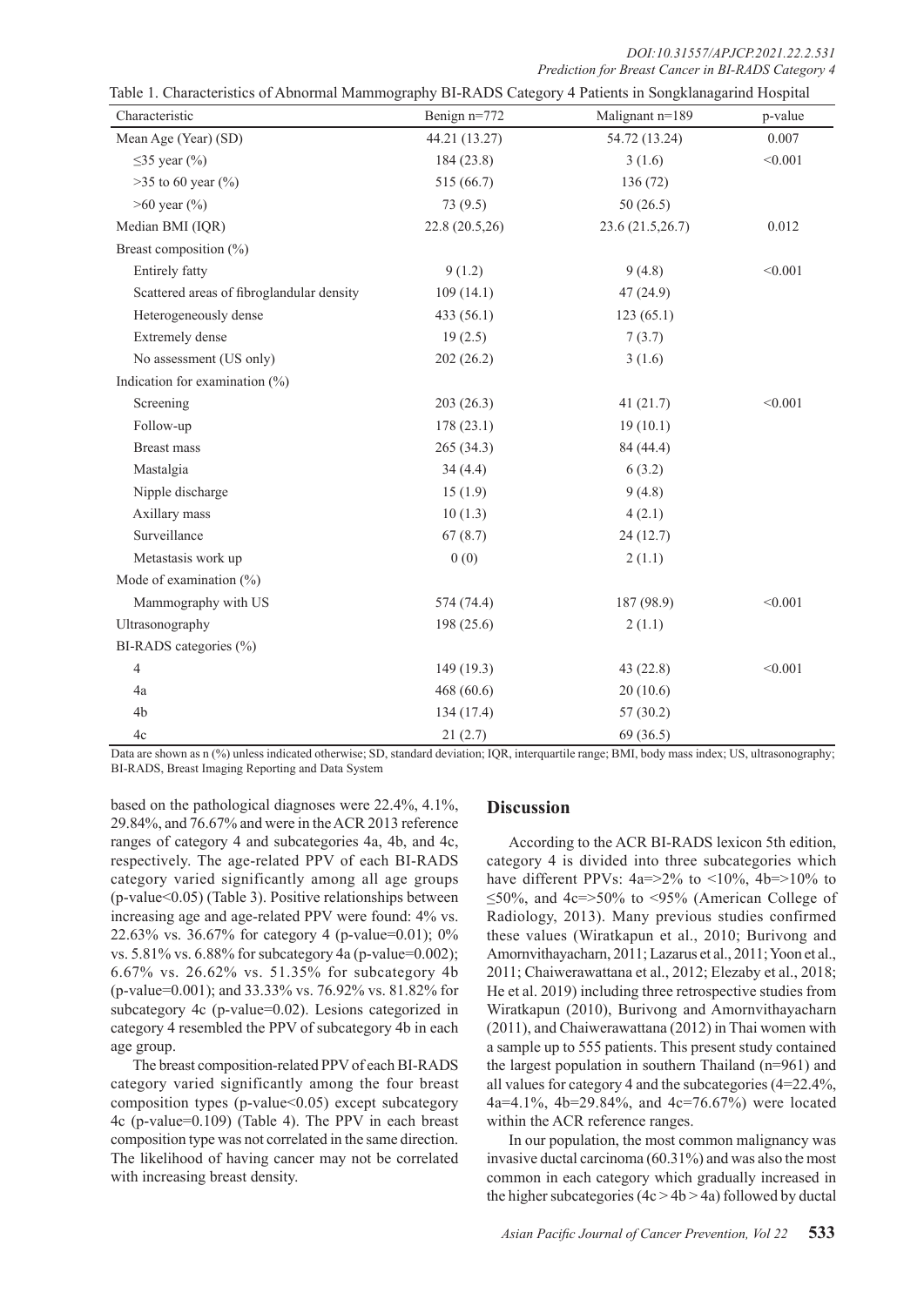Table 1. Characteristics of Abnormal Mammography BI-RADS Category 4 Patients in Songklanagarind Hospital

| Characteristic | Benign n=772 | Malignant n=189 | p-value |
|---|---|---|---|
| Mean Age (Year) (SD) | 44.21 (13.27) | 54.72 (13.24) | 0.007 |
| ≤35 year (%) | 184 (23.8) | 3 (1.6) | <0.001 |
| >35 to 60 year (%) | 515 (66.7) | 136 (72) | |
| >60 year (%) | 73 (9.5) | 50 (26.5) | |
| Median BMI (IQR) | 22.8 (20.5,26) | 23.6 (21.5,26.7) | 0.012 |
| Breast composition (%) | | | |
| Entirely fatty | 9 (1.2) | 9 (4.8) | <0.001 |
| Scattered areas of fibroglandular density | 109 (14.1) | 47 (24.9) | |
| Heterogeneously dense | 433 (56.1) | 123 (65.1) | |
| Extremely dense | 19 (2.5) | 7 (3.7) | |
| No assessment (US only) | 202 (26.2) | 3 (1.6) | |
| Indication for examination (%) | | | |
| Screening | 203 (26.3) | 41 (21.7) | <0.001 |
| Follow-up | 178 (23.1) | 19 (10.1) | |
| Breast mass | 265 (34.3) | 84 (44.4) | |
| Mastalgia | 34 (4.4) | 6 (3.2) | |
| Nipple discharge | 15 (1.9) | 9 (4.8) | |
| Axillary mass | 10 (1.3) | 4 (2.1) | |
| Surveillance | 67 (8.7) | 24 (12.7) | |
| Metastasis work up | 0 (0) | 2 (1.1) | |
| Mode of examination (%) | | | |
| Mammography with US | 574 (74.4) | 187 (98.9) | <0.001 |
| Ultrasonography | 198 (25.6) | 2 (1.1) | |
| BI-RADS categories (%) | | | |
| 4 | 149 (19.3) | 43 (22.8) | <0.001 |
| 4a | 468 (60.6) | 20 (10.6) | |
| 4b | 134 (17.4) | 57 (30.2) | |
| 4c | 21 (2.7) | 69 (36.5) | |

Data are shown as n (%) unless indicated otherwise; SD, standard deviation; IQR, interquartile range; BMI, body mass index; US, ultrasonography; BI-RADS, Breast Imaging Reporting and Data System

based on the pathological diagnoses were 22.4%, 4.1%, 29.84%, and 76.67% and were in the ACR 2013 reference ranges of category 4 and subcategories 4a, 4b, and 4c, respectively. The age-related PPV of each BI-RADS category varied significantly among all age groups (p-value<0.05) (Table 3). Positive relationships between increasing age and age-related PPV were found: 4% vs. 22.63% vs. 36.67% for category 4 (p-value=0.01); 0% vs. 5.81% vs. 6.88% for subcategory 4a (p-value=0.002); 6.67% vs. 26.62% vs. 51.35% for subcategory 4b (p-value=0.001); and 33.33% vs. 76.92% vs. 81.82% for subcategory 4c (p-value=0.02). Lesions categorized in category 4 resembled the PPV of subcategory 4b in each age group.

The breast composition-related PPV of each BI-RADS category varied significantly among the four breast composition types (p-value<0.05) except subcategory 4c (p-value=0.109) (Table 4). The PPV in each breast composition type was not correlated in the same direction. The likelihood of having cancer may not be correlated with increasing breast density.

## Discussion

According to the ACR BI-RADS lexicon 5th edition, category 4 is divided into three subcategories which have different PPVs: 4a=>2% to <10%, 4b=>10% to ≤50%, and 4c=>50% to <95% (American College of Radiology, 2013). Many previous studies confirmed these values (Wiratkapun et al., 2010; Burivong and Amornvithayacharn, 2011; Lazarus et al., 2011; Yoon et al., 2011; Chaiwerawattana et al., 2012; Elezaby et al., 2018; He et al. 2019) including three retrospective studies from Wiratkapun (2010), Burivong and Amornvithayacharn (2011), and Chaiwerawattana (2012) in Thai women with a sample up to 555 patients. This present study contained the largest population in southern Thailand (n=961) and all values for category 4 and the subcategories (4=22.4%, 4a=4.1%, 4b=29.84%, and 4c=76.67%) were located within the ACR reference ranges.

In our population, the most common malignancy was invasive ductal carcinoma (60.31%) and was also the most common in each category which gradually increased in the higher subcategories (4c > 4b > 4a) followed by ductal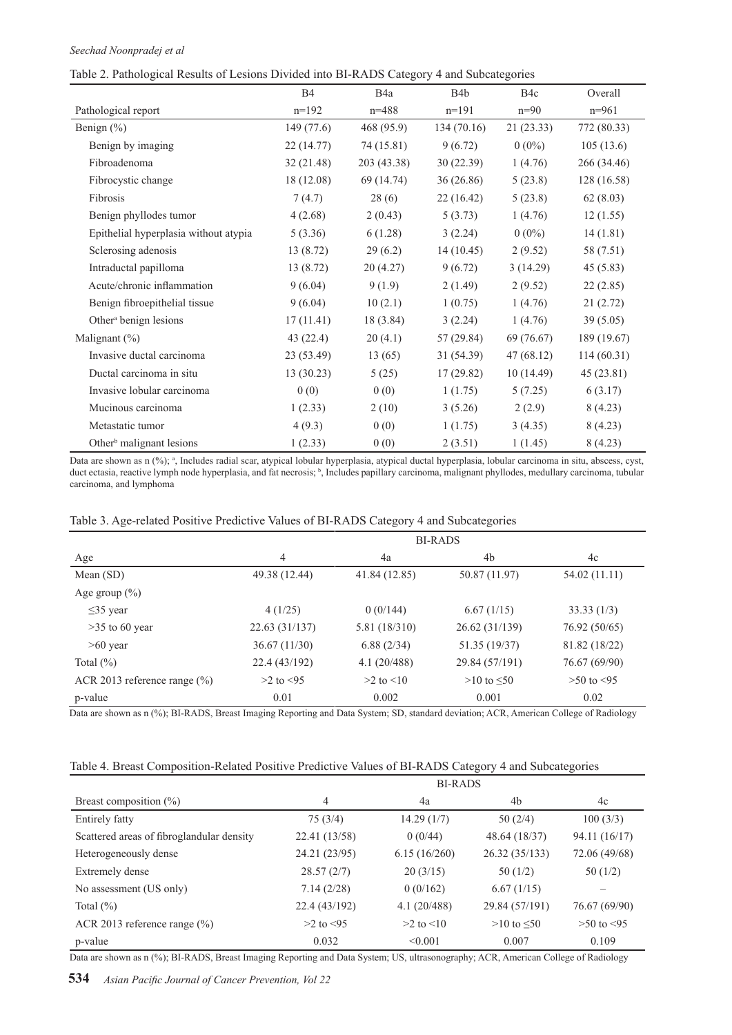Table 2. Pathological Results of Lesions Divided into BI-RADS Category 4 and Subcategories

| | B4 | B4a | B4b | B4c | Overall |
|---|---|---|---|---|---|
| Pathological report | n=192 | n=488 | n=191 | n=90 | n=961 |
| Benign (%) | 149 (77.6) | 468 (95.9) | 134 (70.16) | 21 (23.33) | 772 (80.33) |
| Benign by imaging | 22 (14.77) | 74 (15.81) | 9 (6.72) | 0 (0%) | 105 (13.6) |
| Fibroadenoma | 32 (21.48) | 203 (43.38) | 30 (22.39) | 1 (4.76) | 266 (34.46) |
| Fibrocystic change | 18 (12.08) | 69 (14.74) | 36 (26.86) | 5 (23.8) | 128 (16.58) |
| Fibrosis | 7 (4.7) | 28 (6) | 22 (16.42) | 5 (23.8) | 62 (8.03) |
| Benign phyllodes tumor | 4 (2.68) | 2 (0.43) | 5 (3.73) | 1 (4.76) | 12 (1.55) |
| Epithelial hyperplasia without atypia | 5 (3.36) | 6 (1.28) | 3 (2.24) | 0 (0%) | 14 (1.81) |
| Sclerosing adenosis | 13 (8.72) | 29 (6.2) | 14 (10.45) | 2 (9.52) | 58 (7.51) |
| Intraductal papilloma | 13 (8.72) | 20 (4.27) | 9 (6.72) | 3 (14.29) | 45 (5.83) |
| Acute/chronic inflammation | 9 (6.04) | 9 (1.9) | 2 (1.49) | 2 (9.52) | 22 (2.85) |
| Benign fibroepithelial tissue | 9 (6.04) | 10 (2.1) | 1 (0.75) | 1 (4.76) | 21 (2.72) |
| Other[a] benign lesions | 17 (11.41) | 18 (3.84) | 3 (2.24) | 1 (4.76) | 39 (5.05) |
| Malignant (%) | 43 (22.4) | 20 (4.1) | 57 (29.84) | 69 (76.67) | 189 (19.67) |
| Invasive ductal carcinoma | 23 (53.49) | 13 (65) | 31 (54.39) | 47 (68.12) | 114 (60.31) |
| Ductal carcinoma in situ | 13 (30.23) | 5 (25) | 17 (29.82) | 10 (14.49) | 45 (23.81) |
| Invasive lobular carcinoma | 0 (0) | 0 (0) | 1 (1.75) | 5 (7.25) | 6 (3.17) |
| Mucinous carcinoma | 1 (2.33) | 2 (10) | 3 (5.26) | 2 (2.9) | 8 (4.23) |
| Metastatic tumor | 4 (9.3) | 0 (0) | 1 (1.75) | 3 (4.35) | 8 (4.23) |
| Other[b] malignant lesions | 1 (2.33) | 0 (0) | 2 (3.51) | 1 (1.45) | 8 (4.23) |

Data are shown as n (%); [a], Includes radial scar, atypical lobular hyperplasia, atypical ductal hyperplasia, lobular carcinoma in situ, abscess, cyst, duct ectasia, reactive lymph node hyperplasia, and fat necrosis; [b], Includes papillary carcinoma, malignant phyllodes, medullary carcinoma, tubular carcinoma, and lymphoma

Table 3. Age-related Positive Predictive Values of BI-RADS Category 4 and Subcategories

| | BI-RADS | | | |
|---|---|---|---|---|
| Age | 4 | 4a | 4b | 4c |
| Mean (SD) | 49.38 (12.44) | 41.84 (12.85) | 50.87 (11.97) | 54.02 (11.11) |
| Age group (%) | | | | |
| ≤35 year | 4 (1/25) | 0 (0/144) | 6.67 (1/15) | 33.33 (1/3) |
| >35 to 60 year | 22.63 (31/137) | 5.81 (18/310) | 26.62 (31/139) | 76.92 (50/65) |
| >60 year | 36.67 (11/30) | 6.88 (2/34) | 51.35 (19/37) | 81.82 (18/22) |
| Total (%) | 22.4 (43/192) | 4.1 (20/488) | 29.84 (57/191) | 76.67 (69/90) |
| ACR 2013 reference range (%) | >2 to <95 | >2 to <10 | >10 to ≤50 | >50 to <95 |
| p-value | 0.01 | 0.002 | 0.001 | 0.02 |

Data are shown as n (%); BI-RADS, Breast Imaging Reporting and Data System; SD, standard deviation; ACR, American College of Radiology

Table 4. Breast Composition-Related Positive Predictive Values of BI-RADS Category 4 and Subcategories

| | BI-RADS | | | |
|---|---|---|---|---|
| Breast composition (%) | 4 | 4a | 4b | 4c |
| Entirely fatty | 75 (3/4) | 14.29 (1/7) | 50 (2/4) | 100 (3/3) |
| Scattered areas of fibroglandular density | 22.41 (13/58) | 0 (0/44) | 48.64 (18/37) | 94.11 (16/17) |
| Heterogeneously dense | 24.21 (23/95) | 6.15 (16/260) | 26.32 (35/133) | 72.06 (49/68) |
| Extremely dense | 28.57 (2/7) | 20 (3/15) | 50 (1/2) | 50 (1/2) |
| No assessment (US only) | 7.14 (2/28) | 0 (0/162) | 6.67 (1/15) | – |
| Total (%) | 22.4 (43/192) | 4.1 (20/488) | 29.84 (57/191) | 76.67 (69/90) |
| ACR 2013 reference range (%) | >2 to <95 | >2 to <10 | >10 to ≤50 | >50 to <95 |
| p-value | 0.032 | <0.001 | 0.007 | 0.109 |

Data are shown as n (%); BI-RADS, Breast Imaging Reporting and Data System; US, ultrasonography; ACR, American College of Radiology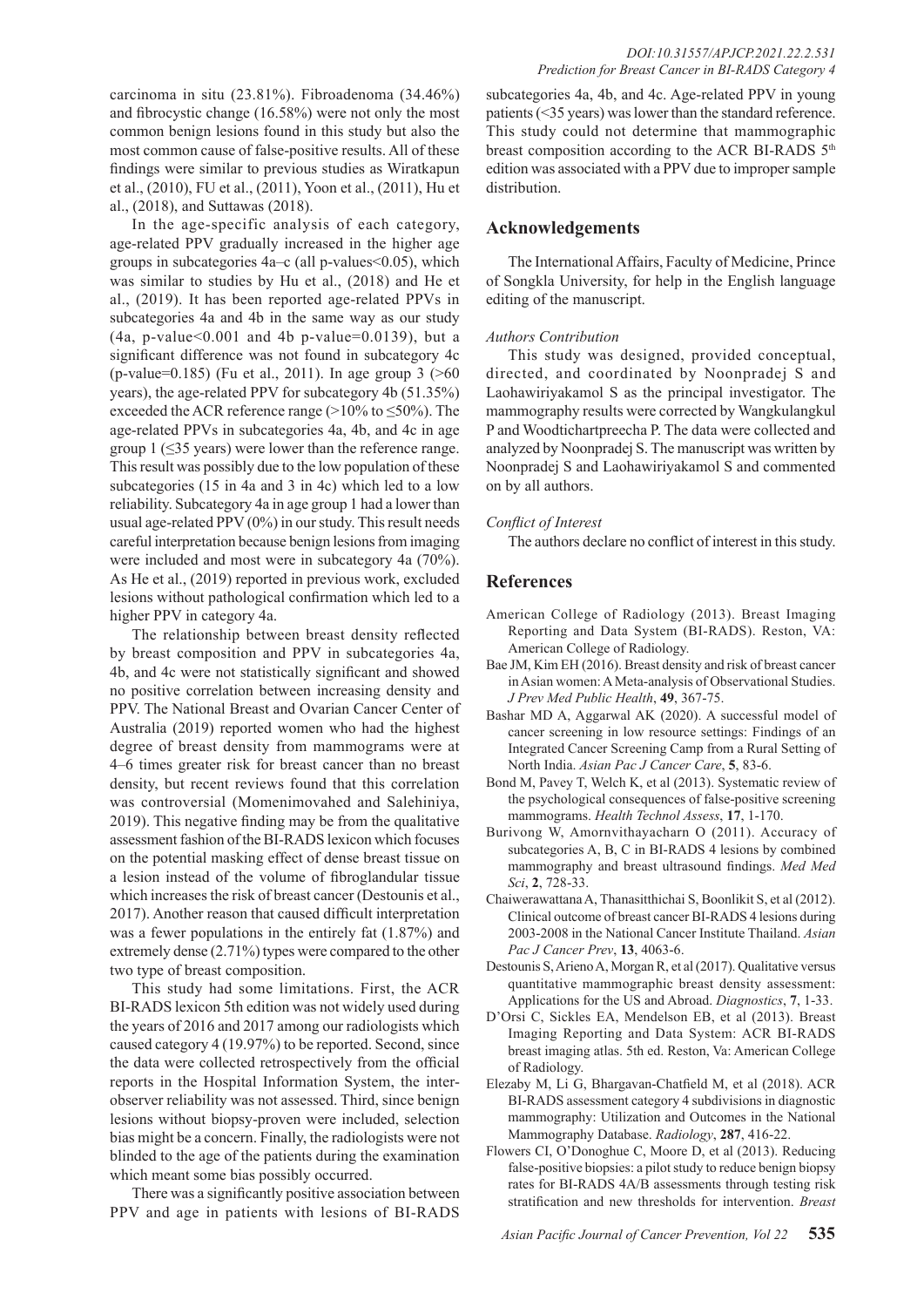carcinoma in situ (23.81%). Fibroadenoma (34.46%) and fibrocystic change (16.58%) were not only the most common benign lesions found in this study but also the most common cause of false-positive results. All of these findings were similar to previous studies as Wiratkapun et al., (2010), FU et al., (2011), Yoon et al., (2011), Hu et al., (2018), and Suttawas (2018).

In the age-specific analysis of each category, age-related PPV gradually increased in the higher age groups in subcategories 4a–c (all p-values<0.05), which was similar to studies by Hu et al., (2018) and He et al., (2019). It has been reported age-related PPVs in subcategories 4a and 4b in the same way as our study (4a, p-value<0.001 and 4b p-value=0.0139), but a significant difference was not found in subcategory 4c (p-value=0.185) (Fu et al., 2011). In age group 3 (>60 years), the age-related PPV for subcategory 4b (51.35%) exceeded the ACR reference range (>10% to ≤50%). The age-related PPVs in subcategories 4a, 4b, and 4c in age group 1 (≤35 years) were lower than the reference range. This result was possibly due to the low population of these subcategories (15 in 4a and 3 in 4c) which led to a low reliability. Subcategory 4a in age group 1 had a lower than usual age-related PPV (0%) in our study. This result needs careful interpretation because benign lesions from imaging were included and most were in subcategory 4a (70%). As He et al., (2019) reported in previous work, excluded lesions without pathological confirmation which led to a higher PPV in category 4a.

The relationship between breast density reflected by breast composition and PPV in subcategories 4a, 4b, and 4c were not statistically significant and showed no positive correlation between increasing density and PPV. The National Breast and Ovarian Cancer Center of Australia (2019) reported women who had the highest degree of breast density from mammograms were at 4–6 times greater risk for breast cancer than no breast density, but recent reviews found that this correlation was controversial (Momenimovahed and Salehiniya, 2019). This negative finding may be from the qualitative assessment fashion of the BI-RADS lexicon which focuses on the potential masking effect of dense breast tissue on a lesion instead of the volume of fibroglandular tissue which increases the risk of breast cancer (Destounis et al., 2017). Another reason that caused difficult interpretation was a fewer populations in the entirely fat (1.87%) and extremely dense (2.71%) types were compared to the other two type of breast composition.

This study had some limitations. First, the ACR BI-RADS lexicon 5th edition was not widely used during the years of 2016 and 2017 among our radiologists which caused category 4 (19.97%) to be reported. Second, since the data were collected retrospectively from the official reports in the Hospital Information System, the inter-observer reliability was not assessed. Third, since benign lesions without biopsy-proven were included, selection bias might be a concern. Finally, the radiologists were not blinded to the age of the patients during the examination which meant some bias possibly occurred.

There was a significantly positive association between PPV and age in patients with lesions of BI-RADS subcategories 4a, 4b, and 4c. Age-related PPV in young patients (<35 years) was lower than the standard reference. This study could not determine that mammographic breast composition according to the ACR BI-RADS 5th edition was associated with a PPV due to improper sample distribution.

## Acknowledgements

The International Affairs, Faculty of Medicine, Prince of Songkla University, for help in the English language editing of the manuscript.

*Authors Contribution*

This study was designed, provided conceptual, directed, and coordinated by Noonpradej S and Laohawiriyakamol S as the principal investigator. The mammography results were corrected by Wangkulangkul P and Woodtichartpreecha P. The data were collected and analyzed by Noonpradej S. The manuscript was written by Noonpradej S and Laohawiriyakamol S and commented on by all authors.

*Conflict of Interest*

The authors declare no conflict of interest in this study.

## References

American College of Radiology (2013). Breast Imaging Reporting and Data System (BI-RADS). Reston, VA: American College of Radiology.

Bae JM, Kim EH (2016). Breast density and risk of breast cancer in Asian women: A Meta-analysis of Observational Studies. *J Prev Med Public Health*, **49**, 367-75.

Bashar MD A, Aggarwal AK (2020). A successful model of cancer screening in low resource settings: Findings of an Integrated Cancer Screening Camp from a Rural Setting of North India. *Asian Pac J Cancer Care*, **5**, 83-6.

Bond M, Pavey T, Welch K, et al (2013). Systematic review of the psychological consequences of false-positive screening mammograms. *Health Technol Assess*, **17**, 1-170.

Burivong W, Amornvithayacharn O (2011). Accuracy of subcategories A, B, C in BI-RADS 4 lesions by combined mammography and breast ultrasound findings. *Med Med Sci*, **2**, 728-33.

Chaiwerawattana A, Thanasitthichai S, Boonlikit S, et al (2012). Clinical outcome of breast cancer BI-RADS 4 lesions during 2003-2008 in the National Cancer Institute Thailand. *Asian Pac J Cancer Prev*, **13**, 4063-6.

Destounis S, Arieno A, Morgan R, et al (2017). Qualitative versus quantitative mammographic breast density assessment: Applications for the US and Abroad. *Diagnostics*, **7**, 1-33.

D'Orsi C, Sickles EA, Mendelson EB, et al (2013). Breast Imaging Reporting and Data System: ACR BI-RADS breast imaging atlas. 5th ed. Reston, Va: American College of Radiology.

Elezaby M, Li G, Bhargavan-Chatfield M, et al (2018). ACR BI-RADS assessment category 4 subdivisions in diagnostic mammography: Utilization and Outcomes in the National Mammography Database. *Radiology*, **287**, 416-22.

Flowers CI, O'Donoghue C, Moore D, et al (2013). Reducing false-positive biopsies: a pilot study to reduce benign biopsy rates for BI-RADS 4A/B assessments through testing risk stratification and new thresholds for intervention. *Breast*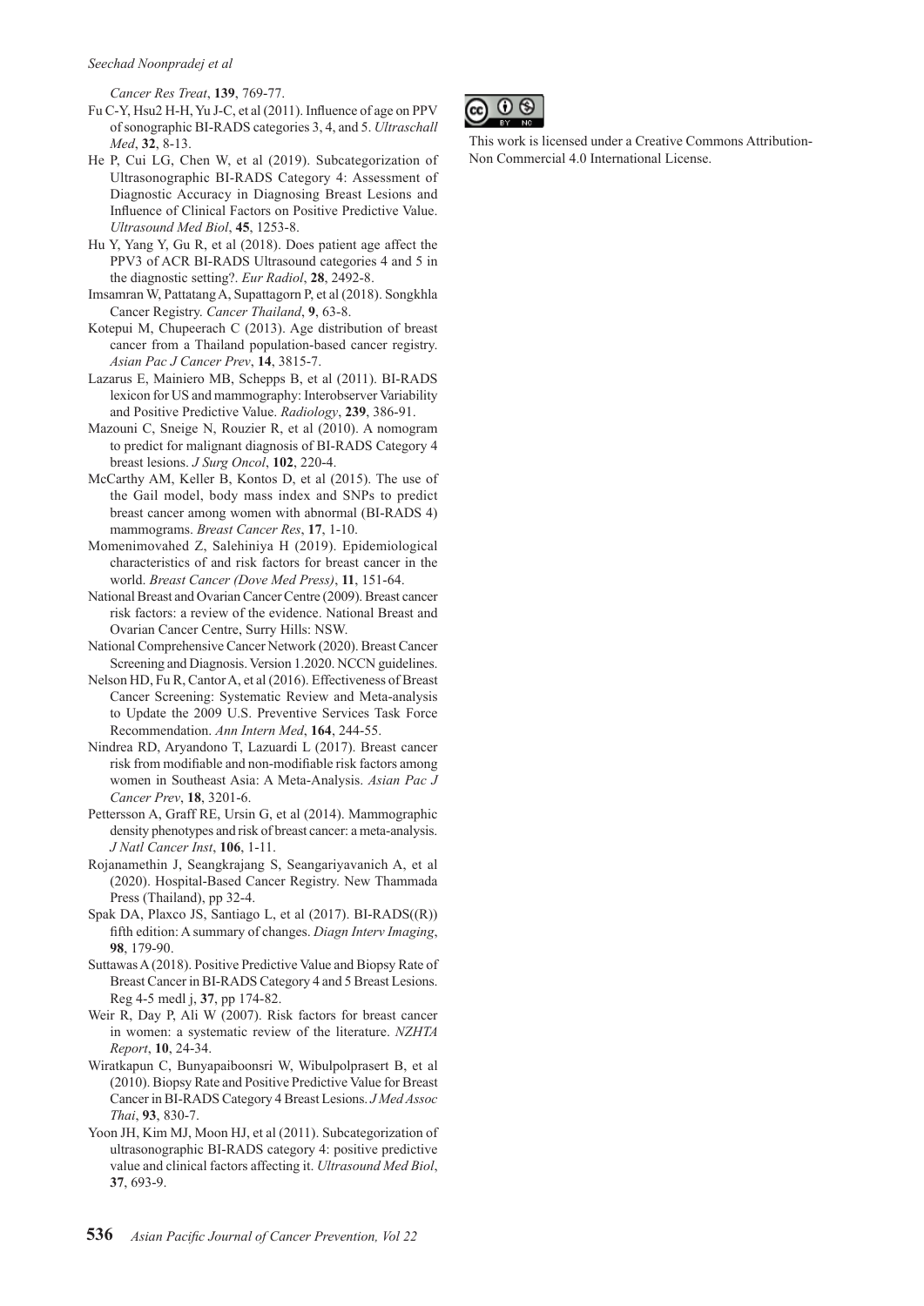*Cancer Res Treat*, **139**, 769-77.

Fu C-Y, Hsu2 H-H, Yu J-C, et al (2011). Influence of age on PPV of sonographic BI-RADS categories 3, 4, and 5. *Ultraschall Med*, **32**, 8-13.

He P, Cui LG, Chen W, et al (2019). Subcategorization of Ultrasonographic BI-RADS Category 4: Assessment of Diagnostic Accuracy in Diagnosing Breast Lesions and Influence of Clinical Factors on Positive Predictive Value. *Ultrasound Med Biol*, **45**, 1253-8.

Hu Y, Yang Y, Gu R, et al (2018). Does patient age affect the PPV3 of ACR BI-RADS Ultrasound categories 4 and 5 in the diagnostic setting?. *Eur Radiol*, **28**, 2492-8.

Imsamran W, Pattatang A, Supattagorn P, et al (2018). Songkhla Cancer Registry. *Cancer Thailand*, **9**, 63-8.

Kotepui M, Chupeerach C (2013). Age distribution of breast cancer from a Thailand population-based cancer registry. *Asian Pac J Cancer Prev*, **14**, 3815-7.

Lazarus E, Mainiero MB, Schepps B, et al (2011). BI-RADS lexicon for US and mammography: Interobserver Variability and Positive Predictive Value. *Radiology*, **239**, 386-91.

Mazouni C, Sneige N, Rouzier R, et al (2010). A nomogram to predict for malignant diagnosis of BI-RADS Category 4 breast lesions. *J Surg Oncol*, **102**, 220-4.

McCarthy AM, Keller B, Kontos D, et al (2015). The use of the Gail model, body mass index and SNPs to predict breast cancer among women with abnormal (BI-RADS 4) mammograms. *Breast Cancer Res*, **17**, 1-10.

Momenimovahed Z, Salehiniya H (2019). Epidemiological characteristics of and risk factors for breast cancer in the world. *Breast Cancer (Dove Med Press)*, **11**, 151-64.

National Breast and Ovarian Cancer Centre (2009). Breast cancer risk factors: a review of the evidence. National Breast and Ovarian Cancer Centre, Surry Hills: NSW.

National Comprehensive Cancer Network (2020). Breast Cancer Screening and Diagnosis. Version 1.2020. NCCN guidelines.

Nelson HD, Fu R, Cantor A, et al (2016). Effectiveness of Breast Cancer Screening: Systematic Review and Meta-analysis to Update the 2009 U.S. Preventive Services Task Force Recommendation. *Ann Intern Med*, **164**, 244-55.

Nindrea RD, Aryandono T, Lazuardi L (2017). Breast cancer risk from modifiable and non-modifiable risk factors among women in Southeast Asia: A Meta-Analysis. *Asian Pac J Cancer Prev*, **18**, 3201-6.

Pettersson A, Graff RE, Ursin G, et al (2014). Mammographic density phenotypes and risk of breast cancer: a meta-analysis. *J Natl Cancer Inst*, **106**, 1-11.

Rojanamethin J, Seangkrajang S, Seangariyavanich A, et al (2020). Hospital-Based Cancer Registry. New Thammada Press (Thailand), pp 32-4.

Spak DA, Plaxco JS, Santiago L, et al (2017). BI-RADS((R)) fifth edition: A summary of changes. *Diagn Interv Imaging*, **98**, 179-90.

Suttawas A (2018). Positive Predictive Value and Biopsy Rate of Breast Cancer in BI-RADS Category 4 and 5 Breast Lesions. Reg 4-5 medl j, **37**, pp 174-82.

Weir R, Day P, Ali W (2007). Risk factors for breast cancer in women: a systematic review of the literature. *NZHTA Report*, **10**, 24-34.

Wiratkapun C, Bunyapaiboonsri W, Wibulpolprasert B, et al (2010). Biopsy Rate and Positive Predictive Value for Breast Cancer in BI-RADS Category 4 Breast Lesions. *J Med Assoc Thai*, **93**, 830-7.

Yoon JH, Kim MJ, Moon HJ, et al (2011). Subcategorization of ultrasonographic BI-RADS category 4: positive predictive value and clinical factors affecting it. *Ultrasound Med Biol*, **37**, 693-9.

This work is licensed under a Creative Commons Attribution-Non Commercial 4.0 International License.